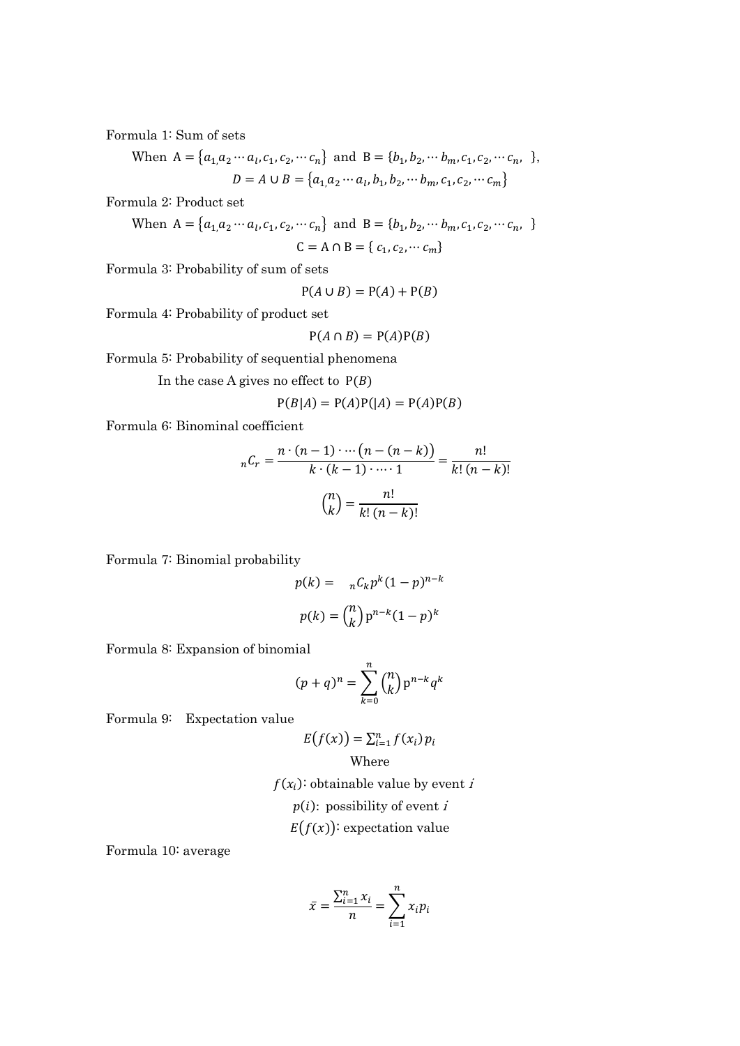Formula 1: Sum of sets

When $A = \{a_{1,}a_2 \cdots a_l, c_1, c_2, \cdots c_n\}$ and $B = \{b_1, b_2, \cdots b_m, c_1, c_2, \cdots c_n, \ \}$,

$$D = A \cup B = \{a_{1,}a_2 \cdots a_l, b_1, b_2, \cdots b_m, c_1, c_2, \cdots c_m\}$$

Formula 2: Product set

When $A = \{a_{1,}a_2 \cdots a_l, c_1, c_2, \cdots c_n\}$ and $B = \{b_1, b_2, \cdots b_m, c_1, c_2, \cdots c_n, \ \}$

$$C = A \cap B = \{ c_1, c_2, \cdots c_m\}$$

Formula 3: Probability of sum of sets

$$P(A \cup B) = P(A) + P(B)$$

Formula 4: Probability of product set

$$P(A \cap B) = P(A)P(B)$$

Formula 5: Probability of sequential phenomena

In the case A gives no effect to $P(B)$

$$P(B|A) = P(A)P(|A) = P(A)P(B)$$

Formula 6: Binominal coefficient

$${}_nC_r = \frac{n \cdot (n-1) \cdot \cdots \left(n-(n-k)\right)}{k \cdot (k-1) \cdot \cdots \cdot 1} = \frac{n!}{k!\,(n-k)!}$$

$$\binom{n}{k} = \frac{n!}{k!\,(n-k)!}$$

Formula 7: Binomial probability

$$p(k) = \ {}_nC_k p^k (1-p)^{n-k}$$

$$p(k) = \binom{n}{k} p^{n-k}(1-p)^k$$

Formula 8: Expansion of binomial

$$(p+q)^n = \sum_{k=0}^{n} \binom{n}{k} p^{n-k} q^k$$

Formula 9: Expectation value

$$E\big(f(x)\big) = \textstyle\sum_{i=1}^{n} f(x_i)\, p_i$$

Where

$f(x_i)$: obtainable value by event $i$

$p(i)$: possibility of event $i$

$E\big(f(x)\big)$: expectation value

Formula 10: average

$$\bar{x} = \frac{\sum_{i=1}^{n} x_i}{n} = \sum_{i=1}^{n} x_i p_i$$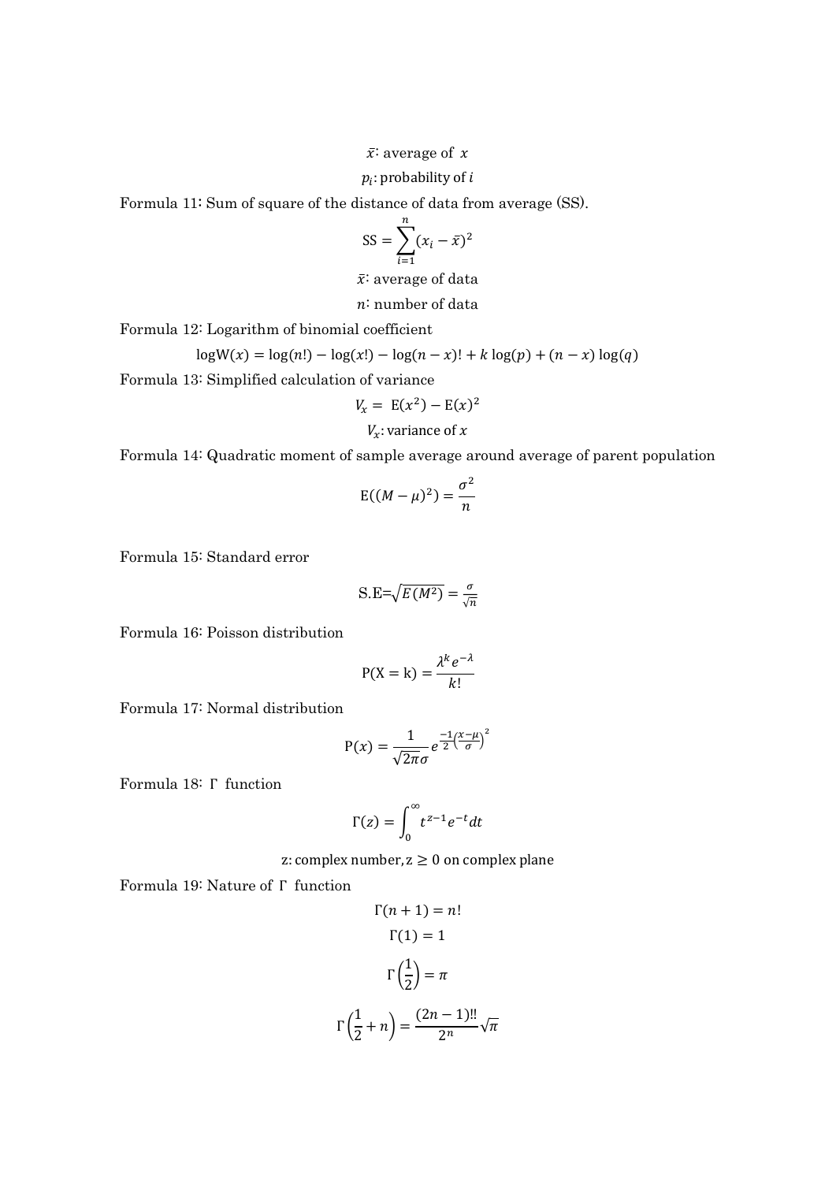$\bar{x}$: average of $x$

$p_i$: probability of $i$

Formula 11: Sum of square of the distance of data from average (SS).

$$\mathrm{SS} = \sum_{i=1}^{n}(x_i - \bar{x})^2$$

$\bar{x}$: average of data

$n$: number of data

Formula 12: Logarithm of binomial coefficient

$$\log \mathrm{W}(x) = \log(n!) - \log(x!) - \log(n-x)! + k\log(p) + (n-x)\log(q)$$

Formula 13: Simplified calculation of variance

$$V_x = \mathrm{E}(x^2) - \mathrm{E}(x)^2$$

$V_x$: variance of $x$

Formula 14: Quadratic moment of sample average around average of parent population

$$\mathrm{E}((M-\mu)^2) = \frac{\sigma^2}{n}$$

Formula 15: Standard error

$$\mathrm{S.E} = \sqrt{E(M^2)} = \frac{\sigma}{\sqrt{n}}$$

Formula 16: Poisson distribution

$$\mathrm{P(X = k)} = \frac{\lambda^k e^{-\lambda}}{k!}$$

Formula 17: Normal distribution

$$\mathrm{P}(x) = \frac{1}{\sqrt{2\pi}\sigma} e^{\frac{-1}{2}\left(\frac{x-\mu}{\sigma}\right)^2}$$

Formula 18: $\Gamma$ function

$$\Gamma(z) = \int_0^\infty t^{z-1} e^{-t} dt$$

z: complex number, $z \geq 0$ on complex plane

Formula 19: Nature of $\Gamma$ function

$$\Gamma(n+1) = n!$$

$$\Gamma(1) = 1$$

$$\Gamma\left(\frac{1}{2}\right) = \pi$$

$$\Gamma\left(\frac{1}{2} + n\right) = \frac{(2n-1)!!}{2^n}\sqrt{\pi}$$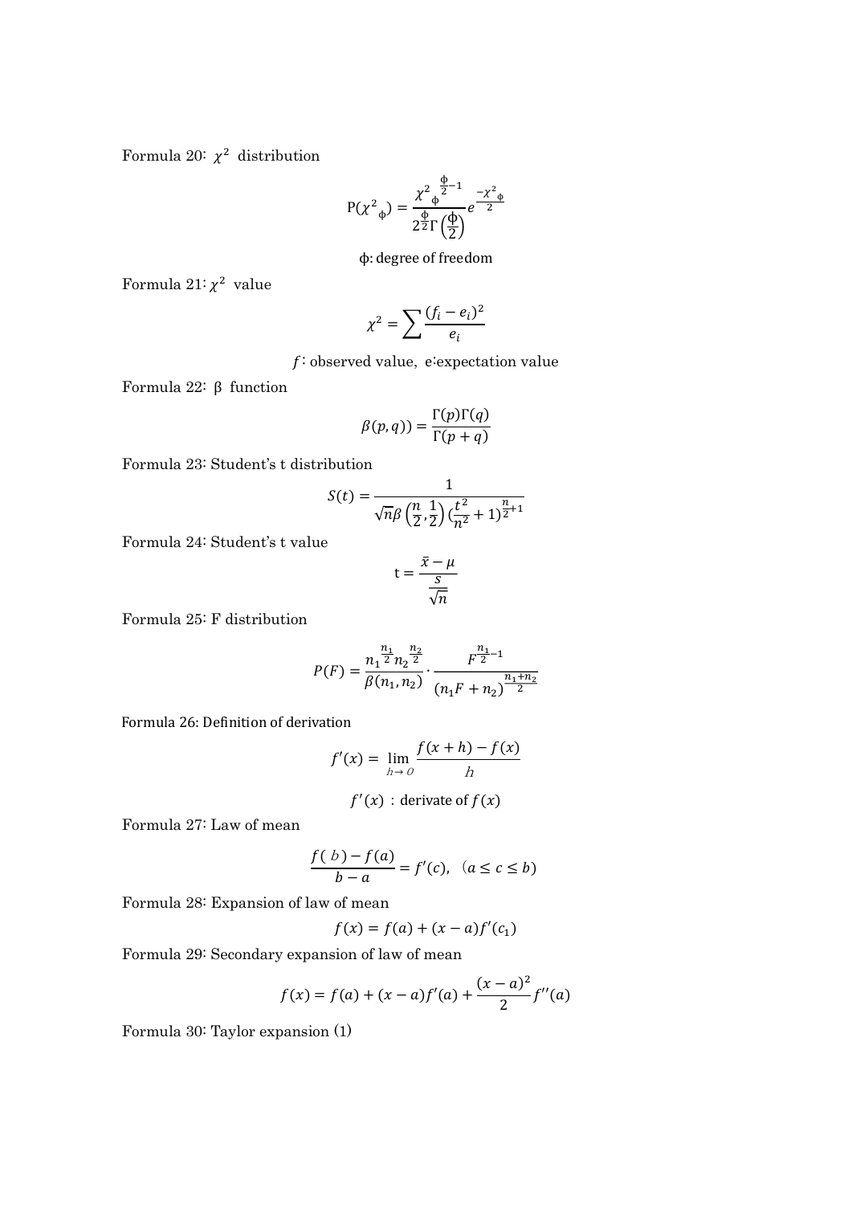Formula 20: $\chi^2$ distribution

$$P({\chi^2}_{\phi}) = \frac{{{\chi^2}_{\phi}}^{\frac{\phi}{2}-1}}{2^{\frac{\phi}{2}}\Gamma\left(\frac{\phi}{2}\right)} e^{\frac{-{\chi^2}_{\phi}}{2}}$$

ϕ: degree of freedom

Formula 21: $\chi^2$ value

$$\chi^2 = \sum \frac{(f_i - e_i)^2}{e_i}$$

$f$: observed value, e:expectation value

Formula 22: β function

$$\beta(p, q)) = \frac{\Gamma(p)\Gamma(q)}{\Gamma(p+q)}$$

Formula 23: Student's t distribution

$$S(t) = \frac{1}{\sqrt{n}\beta\left(\frac{n}{2}, \frac{1}{2}\right)\left(\frac{t^2}{n^2}+1\right)^{\frac{n}{2}+1}}$$

Formula 24: Student's t value

$$\mathrm{t} = \frac{\bar{x} - \mu}{\frac{s}{\sqrt{n}}}$$

Formula 25: F distribution

$$P(F) = \frac{{n_1}^{\frac{n_1}{2}}{n_2}^{\frac{n_2}{2}}}{\beta(n_1, n_2)} \cdot \frac{F^{\frac{n_1}{2}-1}}{(n_1F + n_2)^{\frac{n_1+n_2}{2}}}$$

Formula 26: Definition of derivation

$$f'(x) = \lim_{h \to 0} \frac{f(x+h) - f(x)}{h}$$

$f'(x)$ : derivate of $f(x)$

Formula 27: Law of mean

$$\frac{f(b) - f(a)}{b - a} = f'(c), \quad (a \leq c \leq b)$$

Formula 28: Expansion of law of mean

$$f(x) = f(a) + (x - a)f'(c_1)$$

Formula 29: Secondary expansion of law of mean

$$f(x) = f(a) + (x - a)f'(a) + \frac{(x - a)^2}{2}f''(a)$$

Formula 30: Taylor expansion (1)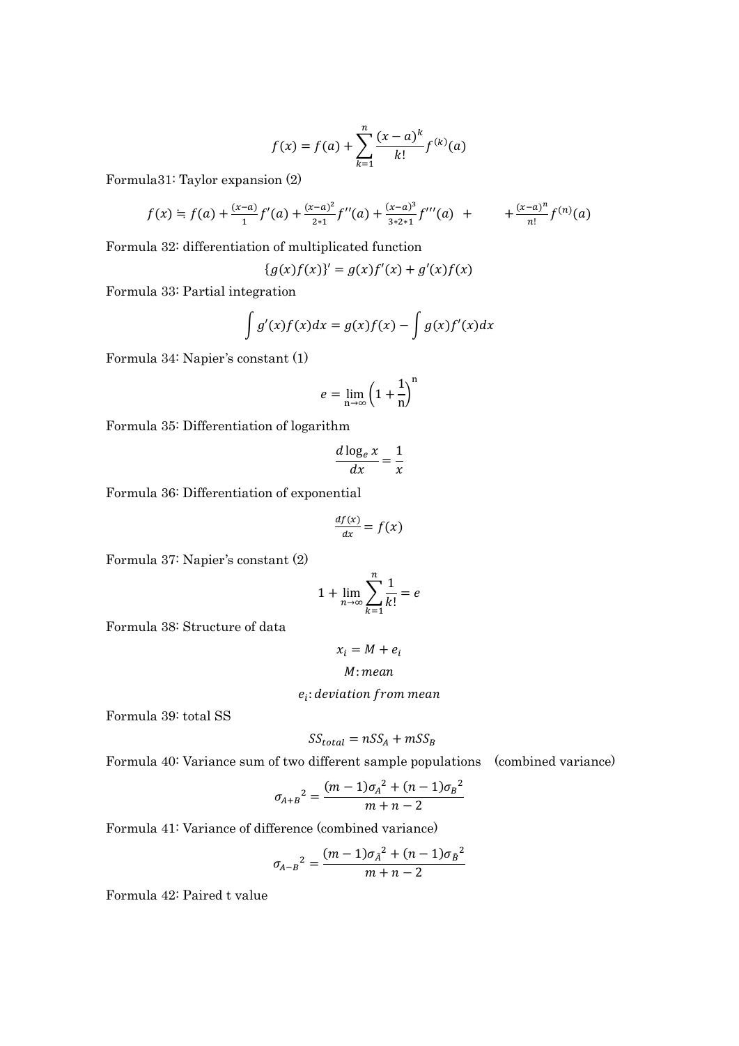$$f(x) = f(a) + \sum_{k=1}^{n} \frac{(x-a)^k}{k!} f^{(k)}(a)$$

Formula31: Taylor expansion (2)

$$f(x) \fallingdotseq f(a) + \frac{(x-a)}{1} f'(a) + \frac{(x-a)^2}{2*1} f''(a) + \frac{(x-a)^3}{3*2*1} f'''(a) \;+ \qquad + \frac{(x-a)^n}{n!} f^{(n)}(a)$$

Formula 32: differentiation of multiplicated function

$$\{g(x)f(x)\}' = g(x)f'(x) + g'(x)f(x)$$

Formula 33: Partial integration

$$\int g'(x)f(x)dx = g(x)f(x) - \int g(x)f'(x)dx$$

Formula 34: Napier's constant (1)

$$e = \lim_{\mathrm{n}\to\infty} \left(1 + \frac{1}{\mathrm{n}}\right)^{\mathrm{n}}$$

Formula 35: Differentiation of logarithm

$$\frac{d \log_e x}{dx} = \frac{1}{x}$$

Formula 36: Differentiation of exponential

$$\frac{df(x)}{dx} = f(x)$$

Formula 37: Napier's constant (2)

$$1 + \lim_{n\to\infty} \sum_{k=1}^{n} \frac{1}{k!} = e$$

Formula 38: Structure of data

$$x_i = M + e_i$$

$$M: mean$$

$$e_i: deviation\ from\ mean$$

Formula 39: total SS

$$SS_{total} = nSS_A + mSS_B$$

Formula 40: Variance sum of two different sample populations (combined variance)

$$\sigma_{A+B}{}^2 = \frac{(m-1)\sigma_A{}^2 + (n-1)\sigma_B{}^2}{m+n-2}$$

Formula 41: Variance of difference (combined variance)

$$\sigma_{A-B}{}^2 = \frac{(m-1)\sigma_{\hat{A}}{}^2 + (n-1)\sigma_{\hat{B}}{}^2}{m+n-2}$$

Formula 42: Paired t value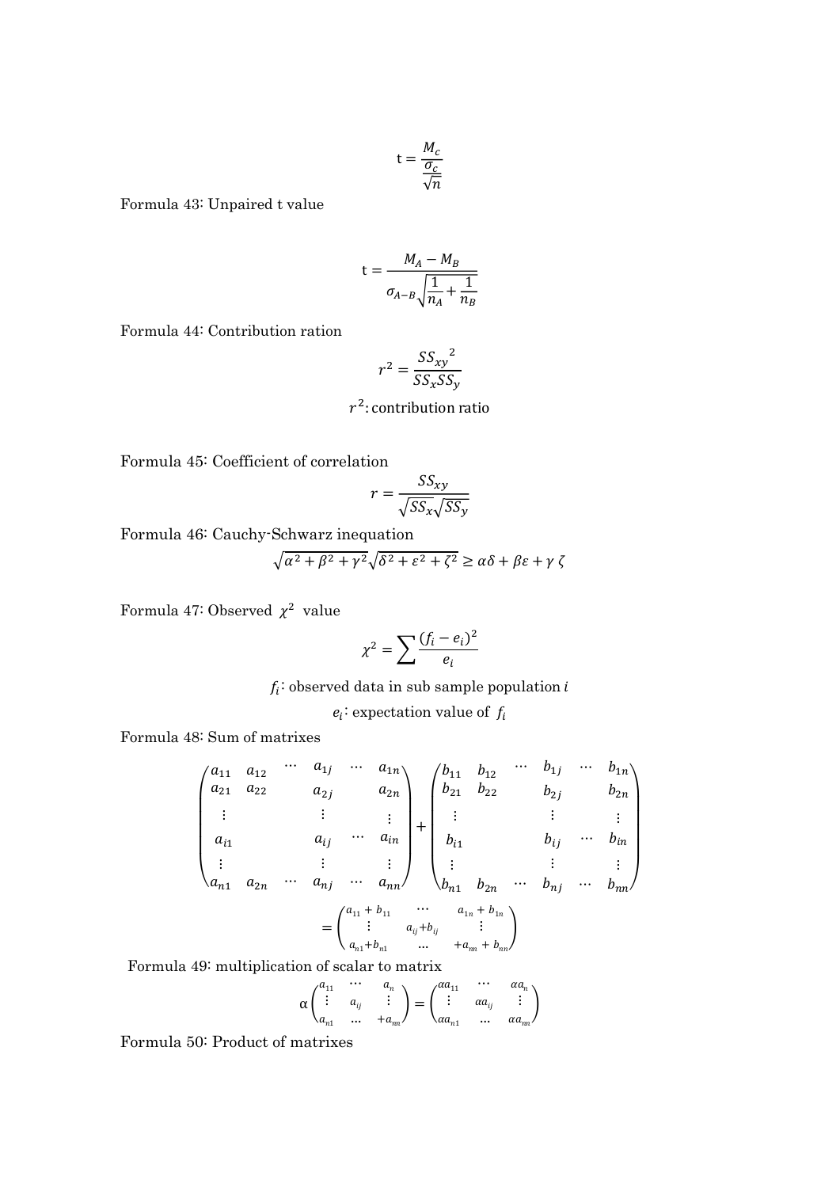$$\mathrm{t} = \frac{M_c}{\frac{\sigma_c}{\sqrt{n}}}$$

Formula 43: Unpaired t value

$$\mathrm{t} = \frac{M_A - M_B}{\sigma_{A-B}\sqrt{\frac{1}{n_A} + \frac{1}{n_B}}}$$

Formula 44: Contribution ration

$$r^2 = \frac{{SS_{xy}}^2}{SS_x SS_y}$$

$r^2$: contribution ratio

Formula 45: Coefficient of correlation

$$r = \frac{SS_{xy}}{\sqrt{SS_x}\sqrt{SS_y}}$$

Formula 46: Cauchy-Schwarz inequation

$$\sqrt{\alpha^2 + \beta^2 + \gamma^2}\sqrt{\delta^2 + \varepsilon^2 + \zeta^2} \geq \alpha\delta + \beta\varepsilon + \gamma\,\zeta$$

Formula 47: Observed $\chi^2$ value

$$\chi^2 = \sum \frac{(f_i - e_i)^2}{e_i}$$

$f_i$: observed data in sub sample population $i$

$e_i$: expectation value of $f_i$

Formula 48: Sum of matrixes

$$\begin{pmatrix} a_{11} & a_{12} & \cdots & a_{1j} & \cdots & a_{1n} \\ a_{21} & a_{22} & & a_{2j} & & a_{2n} \\ \vdots & & & \vdots & & \vdots \\ a_{i1} & & & a_{ij} & \cdots & a_{in} \\ \vdots & & & \vdots & & \vdots \\ a_{n1} & a_{2n} & \cdots & a_{nj} & \cdots & a_{nn} \end{pmatrix} + \begin{pmatrix} b_{11} & b_{12} & \cdots & b_{1j} & \cdots & b_{1n} \\ b_{21} & b_{22} & & b_{2j} & & b_{2n} \\ \vdots & & & \vdots & & \vdots \\ b_{i1} & & & b_{ij} & \cdots & b_{in} \\ \vdots & & & \vdots & & \vdots \\ b_{n1} & b_{2n} & \cdots & b_{nj} & \cdots & b_{nn} \end{pmatrix}$$

$$= \begin{pmatrix} a_{11} + b_{11} & \cdots & a_{1n} + b_{1n} \\ \vdots & a_{ij} + b_{ij} & \vdots \\ a_{n1} + b_{n1} & \cdots & + a_{nn} + b_{nn} \end{pmatrix}$$

Formula 49: multiplication of scalar to matrix

$$\alpha \begin{pmatrix} a_{11} & \cdots & a_{n} \\ \vdots & a_{ij} & \vdots \\ a_{n1} & \cdots & + a_{nn} \end{pmatrix} = \begin{pmatrix} \alpha a_{11} & \cdots & \alpha a_{n} \\ \vdots & \alpha a_{ij} & \vdots \\ \alpha a_{n1} & \cdots & \alpha a_{nn} \end{pmatrix}$$

Formula 50: Product of matrixes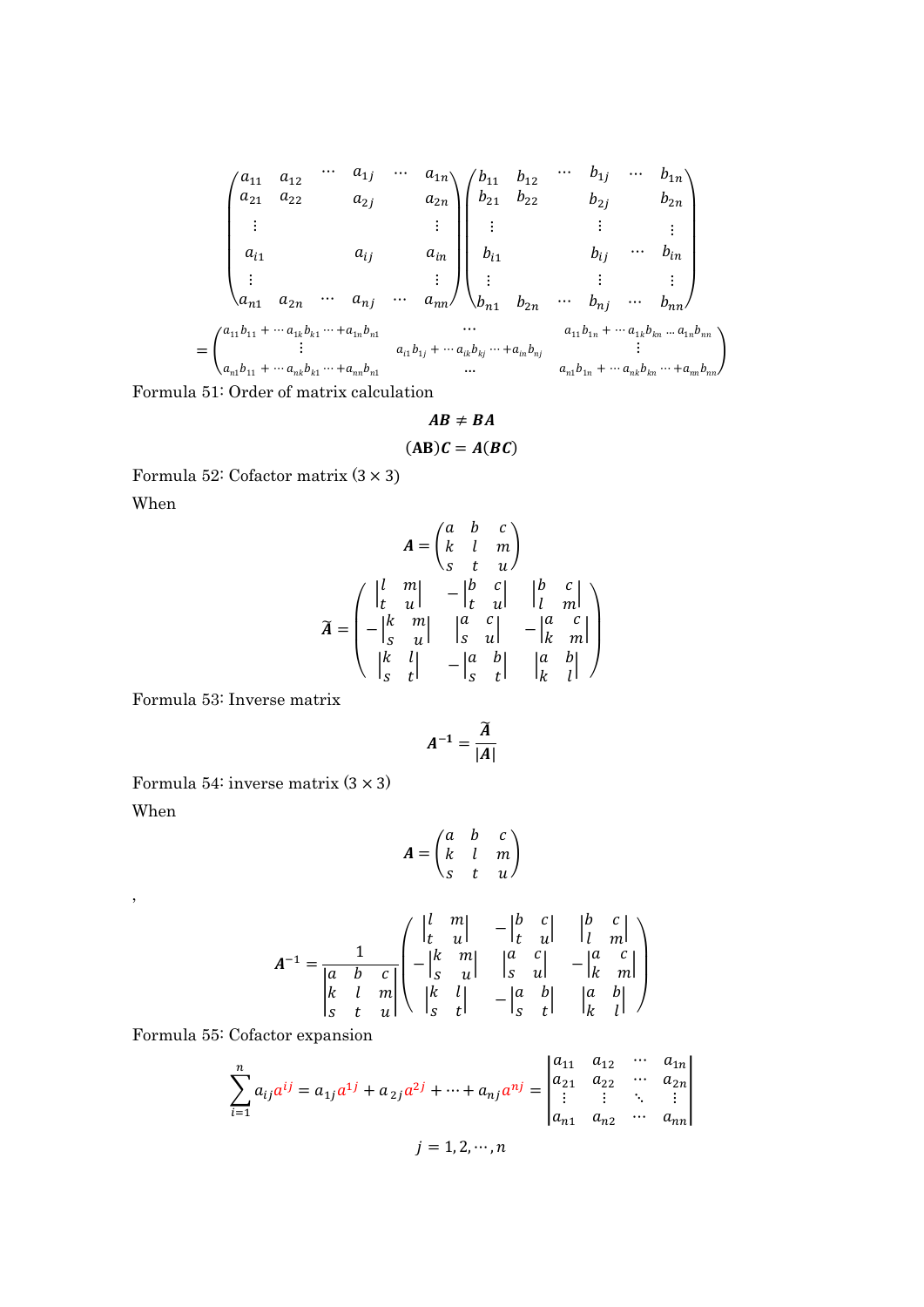$$
\begin{pmatrix}
a_{11} & a_{12} & \cdots & a_{1j} & \cdots & a_{1n} \\
a_{21} & a_{22} & & a_{2j} & & a_{2n} \\
\vdots & & & & & \vdots \\
a_{i1} & & & a_{ij} & & a_{in} \\
\vdots & & & & & \vdots \\
a_{n1} & a_{2n} & \cdots & a_{nj} & \cdots & a_{nn}
\end{pmatrix}
\begin{pmatrix}
b_{11} & b_{12} & \cdots & b_{1j} & \cdots & b_{1n} \\
b_{21} & b_{22} & & b_{2j} & & b_{2n} \\
\vdots & & & \vdots & & \vdots \\
b_{i1} & & & b_{ij} & \cdots & b_{in} \\
\vdots & & & \vdots & & \vdots \\
b_{n1} & b_{2n} & \cdots & b_{nj} & \cdots & b_{nn}
\end{pmatrix}
$$

$$
= \begin{pmatrix}
a_{11}b_{11} + \cdots a_{1k}b_{k1} \cdots + a_{1n}b_{n1} & \cdots & a_{11}b_{1n} + \cdots a_{1k}b_{kn} \dots a_{1n}b_{nn} \\
\vdots & a_{i1}b_{1j} + \cdots a_{ik}b_{kj} \cdots + a_{in}b_{nj} & \vdots \\
a_{n1}b_{11} + \cdots a_{nk}b_{k1} \cdots + a_{nn}b_{n1} & \cdots & a_{n1}b_{1n} + \cdots a_{nk}b_{kn} \cdots + a_{nn}b_{nn}
\end{pmatrix}
$$

Formula 51: Order of matrix calculation

$$\boldsymbol{AB} \neq \boldsymbol{BA}$$

$$(\mathbf{AB})\boldsymbol{C} = \boldsymbol{A}(\boldsymbol{BC})$$

Formula 52: Cofactor matrix ($3 \times 3$)

When

$$
\boldsymbol{A} = \begin{pmatrix} a & b & c \\ k & l & m \\ s & t & u \end{pmatrix}
$$

$$
\widetilde{\boldsymbol{A}} = \begin{pmatrix}
\begin{vmatrix} l & m \\ t & u \end{vmatrix} & -\begin{vmatrix} b & c \\ t & u \end{vmatrix} & \begin{vmatrix} b & c \\ l & m \end{vmatrix} \\
-\begin{vmatrix} k & m \\ s & u \end{vmatrix} & \begin{vmatrix} a & c \\ s & u \end{vmatrix} & -\begin{vmatrix} a & c \\ k & m \end{vmatrix} \\
\begin{vmatrix} k & l \\ s & t \end{vmatrix} & -\begin{vmatrix} a & b \\ s & t \end{vmatrix} & \begin{vmatrix} a & b \\ k & l \end{vmatrix}
\end{pmatrix}
$$

Formula 53: Inverse matrix

$$
\boldsymbol{A}^{-1} = \frac{\widetilde{\boldsymbol{A}}}{|\boldsymbol{A}|}
$$

Formula 54: inverse matrix ($3 \times 3$)

When

$$
\boldsymbol{A} = \begin{pmatrix} a & b & c \\ k & l & m \\ s & t & u \end{pmatrix}
$$

,

$$
\boldsymbol{A}^{-1} = \frac{1}{\begin{vmatrix} a & b & c \\ k & l & m \\ s & t & u \end{vmatrix}}
\begin{pmatrix}
\begin{vmatrix} l & m \\ t & u \end{vmatrix} & -\begin{vmatrix} b & c \\ t & u \end{vmatrix} & \begin{vmatrix} b & c \\ l & m \end{vmatrix} \\
-\begin{vmatrix} k & m \\ s & u \end{vmatrix} & \begin{vmatrix} a & c \\ s & u \end{vmatrix} & -\begin{vmatrix} a & c \\ k & m \end{vmatrix} \\
\begin{vmatrix} k & l \\ s & t \end{vmatrix} & -\begin{vmatrix} a & b \\ s & t \end{vmatrix} & \begin{vmatrix} a & b \\ k & l \end{vmatrix}
\end{pmatrix}
$$

Formula 55: Cofactor expansion

$$
\sum_{i=1}^{n} a_{ij}a^{ij} = a_{1j}a^{1j} + a_{2j}a^{2j} + \cdots + a_{nj}a^{nj} = \begin{vmatrix}
a_{11} & a_{12} & \cdots & a_{1n} \\
a_{21} & a_{22} & \cdots & a_{2n} \\
\vdots & \vdots & \ddots & \vdots \\
a_{n1} & a_{n2} & \cdots & a_{nn}
\end{vmatrix}
$$

$$
j = 1, 2, \cdots, n
$$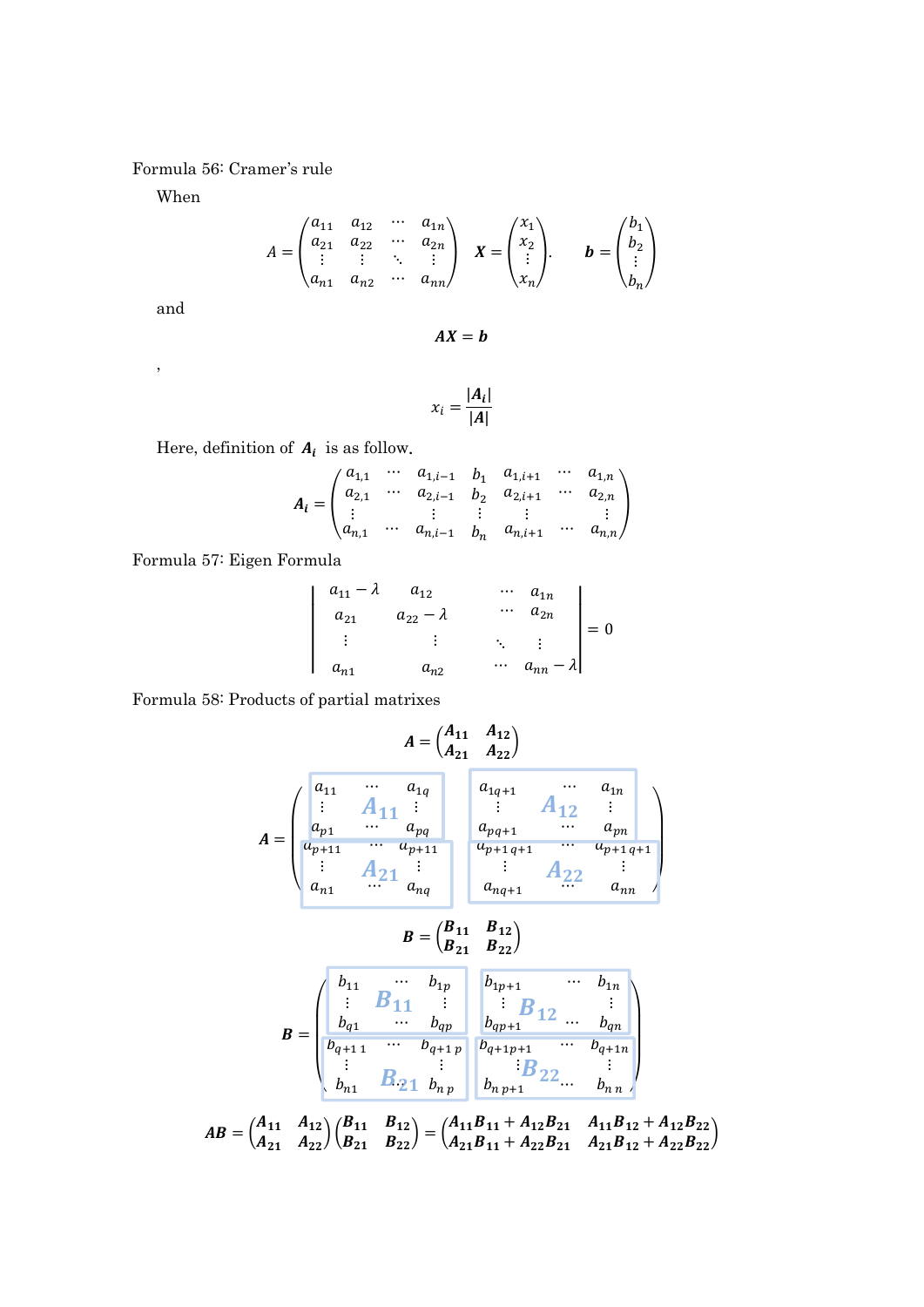Formula 56: Cramer's rule

When

$$A = \begin{pmatrix} a_{11} & a_{12} & \cdots & a_{1n} \\ a_{21} & a_{22} & \cdots & a_{2n} \\ \vdots & \vdots & \ddots & \vdots \\ a_{n1} & a_{n2} & \cdots & a_{nn} \end{pmatrix} \quad \boldsymbol{X} = \begin{pmatrix} x_1 \\ x_2 \\ \vdots \\ x_n \end{pmatrix}. \quad \boldsymbol{b} = \begin{pmatrix} b_1 \\ b_2 \\ \vdots \\ b_n \end{pmatrix}$$

and

$$\boldsymbol{AX} = \boldsymbol{b}$$

,

$$x_i = \frac{|\boldsymbol{A_i}|}{|\boldsymbol{A}|}$$

Here, definition of $\boldsymbol{A_i}$ is as follow.

$$\boldsymbol{A_i} = \begin{pmatrix} a_{1,1} & \cdots & a_{1,i-1} & b_1 & a_{1,i+1} & \cdots & a_{1,n} \\ a_{2,1} & \cdots & a_{2,i-1} & b_2 & a_{2,i+1} & \cdots & a_{2,n} \\ \vdots & & \vdots & \vdots & \vdots & & \vdots \\ a_{n,1} & \cdots & a_{n,i-1} & b_n & a_{n,i+1} & \cdots & a_{n,n} \end{pmatrix}$$

Formula 57: Eigen Formula

$$\begin{vmatrix} a_{11} - \lambda & a_{12} & \cdots & a_{1n} \\ a_{21} & a_{22} - \lambda & \cdots & a_{2n} \\ \vdots & \vdots & \ddots & \vdots \\ a_{n1} & a_{n2} & \cdots & a_{nn} - \lambda \end{vmatrix} = 0$$

Formula 58: Products of partial matrixes

$$\boldsymbol{A} = \begin{pmatrix} \boldsymbol{A_{11}} & \boldsymbol{A_{12}} \\ \boldsymbol{A_{21}} & \boldsymbol{A_{22}} \end{pmatrix}$$

$$\boldsymbol{A} = \left( \begin{array}{ccc|ccc} a_{11} & \cdots & a_{1q} & a_{1q+1} & \cdots & a_{1n} \\ \vdots & \boldsymbol{A_{11}} & \vdots & \vdots & \boldsymbol{A_{12}} & \vdots \\ a_{p1} & \cdots & a_{pq} & a_{pq+1} & \cdots & a_{pn} \\ \hline a_{p+11} & \cdots & a_{p+11} & a_{p+1\,q+1} & \cdots & a_{p+1\,q+1} \\ \vdots & \boldsymbol{A_{21}} & \vdots & \vdots & \boldsymbol{A_{22}} & \vdots \\ a_{n1} & \cdots & a_{nq} & a_{nq+1} & \cdots & a_{nn} \end{array} \right)$$

$$\boldsymbol{B} = \begin{pmatrix} \boldsymbol{B_{11}} & \boldsymbol{B_{12}} \\ \boldsymbol{B_{21}} & \boldsymbol{B_{22}} \end{pmatrix}$$

$$\boldsymbol{B} = \left( \begin{array}{ccc|ccc} b_{11} & \cdots & b_{1p} & b_{1p+1} & \cdots & b_{1n} \\ \vdots & \boldsymbol{B_{11}} & \vdots & \vdots & \boldsymbol{B_{12}} & \vdots \\ b_{q1} & \cdots & b_{qp} & b_{qp+1} & \cdots & b_{qn} \\ \hline b_{q+1\,1} & \cdots & b_{q+1\,p} & b_{q+1p+1} & \cdots & b_{q+1n} \\ \vdots & \boldsymbol{B_{21}} & \vdots & \vdots & \boldsymbol{B_{22}} & \vdots \\ b_{n1} & \cdots & b_{n\,p} & b_{n\,p+1} & \cdots & b_{n\,n} \end{array} \right)$$

$$\boldsymbol{AB} = \begin{pmatrix} \boldsymbol{A_{11}} & \boldsymbol{A_{12}} \\ \boldsymbol{A_{21}} & \boldsymbol{A_{22}} \end{pmatrix} \begin{pmatrix} \boldsymbol{B_{11}} & \boldsymbol{B_{12}} \\ \boldsymbol{B_{21}} & \boldsymbol{B_{22}} \end{pmatrix} = \begin{pmatrix} \boldsymbol{A_{11}B_{11}} + \boldsymbol{A_{12}B_{21}} & \boldsymbol{A_{11}B_{12}} + \boldsymbol{A_{12}B_{22}} \\ \boldsymbol{A_{21}B_{11}} + \boldsymbol{A_{22}B_{21}} & \boldsymbol{A_{21}B_{12}} + \boldsymbol{A_{22}B_{22}} \end{pmatrix}$$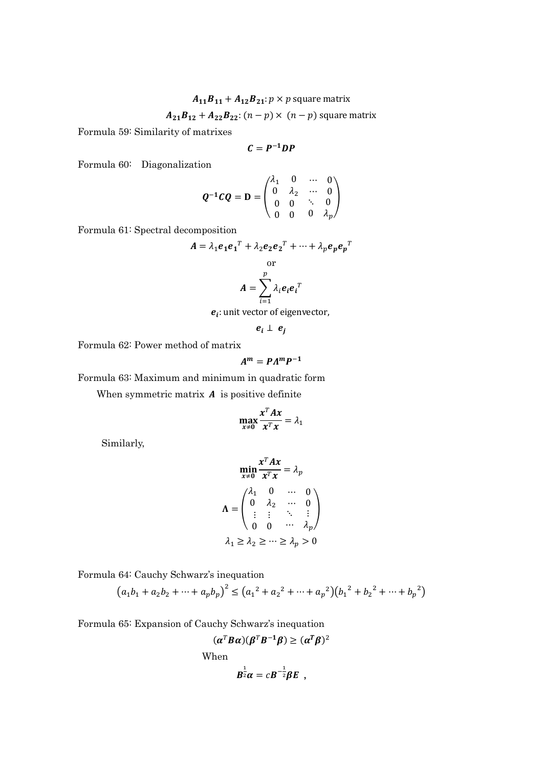$$\boldsymbol{A_{11}B_{11}} + \boldsymbol{A_{12}B_{21}}: p \times p \text{ square matrix}$$

$$\boldsymbol{A_{21}B_{12}} + \boldsymbol{A_{22}B_{22}}: (n-p) \times (n-p) \text{ square matrix}$$

Formula 59: Similarity of matrixes

$$\boldsymbol{C} = \boldsymbol{P^{-1}DP}$$

Formula 60: Diagonalization

$$\boldsymbol{Q^{-1}CQ} = \mathbf{D} = \begin{pmatrix} \lambda_1 & 0 & \cdots & 0 \\ 0 & \lambda_2 & \cdots & 0 \\ 0 & 0 & \ddots & 0 \\ 0 & 0 & 0 & \lambda_p \end{pmatrix}$$

Formula 61: Spectral decomposition

$$\boldsymbol{A} = \lambda_1 \boldsymbol{e_1}\boldsymbol{e_1}^T + \lambda_2 \boldsymbol{e_2}\boldsymbol{e_2}^T + \cdots + \lambda_p \boldsymbol{e_p}\boldsymbol{e_p}^T$$

or

$$\boldsymbol{A} = \sum_{i=1}^{p} \lambda_i \boldsymbol{e_i}\boldsymbol{e_i}^T$$

$\boldsymbol{e_i}$: unit vector of eigenvector,

$$\boldsymbol{e_i} \perp \boldsymbol{e_j}$$

Formula 62: Power method of matrix

$$\boldsymbol{A^m} = \boldsymbol{P\Lambda^m P^{-1}}$$

Formula 63: Maximum and minimum in quadratic form

When symmetric matrix $\boldsymbol{A}$ is positive definite

$$\max_{\boldsymbol{x} \neq \boldsymbol{0}} \frac{\boldsymbol{x}^T \boldsymbol{A} \boldsymbol{x}}{\boldsymbol{x}^T \boldsymbol{x}} = \lambda_1$$

Similarly,

$$\min_{\boldsymbol{x} \neq \boldsymbol{0}} \frac{\boldsymbol{x}^T \boldsymbol{A} \boldsymbol{x}}{\boldsymbol{x}^T \boldsymbol{x}} = \lambda_p$$

$$\boldsymbol{\Lambda} = \begin{pmatrix} \lambda_1 & 0 & \cdots & 0 \\ 0 & \lambda_2 & \cdots & 0 \\ \vdots & \vdots & \ddots & \vdots \\ 0 & 0 & \cdots & \lambda_p \end{pmatrix}$$

$$\lambda_1 \geq \lambda_2 \geq \cdots \geq \lambda_p > 0$$

Formula 64: Cauchy Schwarz's inequation

$$\left(a_1 b_1 + a_2 b_2 + \cdots + a_p b_p\right)^2 \leq \left({a_1}^2 + {a_2}^2 + \cdots + {a_p}^2\right)\left({b_1}^2 + {b_2}^2 + \cdots + {b_p}^2\right)$$

Formula 65: Expansion of Cauchy Schwarz's inequation

$$(\boldsymbol{\alpha}^T \boldsymbol{B} \boldsymbol{\alpha})(\boldsymbol{\beta}^T \boldsymbol{B^{-1}} \boldsymbol{\beta}) \geq (\boldsymbol{\alpha^T \beta})^2$$

When

$$\boldsymbol{B}^{\frac{1}{2}} \boldsymbol{\alpha} = c \boldsymbol{B}^{-\frac{1}{2}} \boldsymbol{\beta} \boldsymbol{E} \ ,$$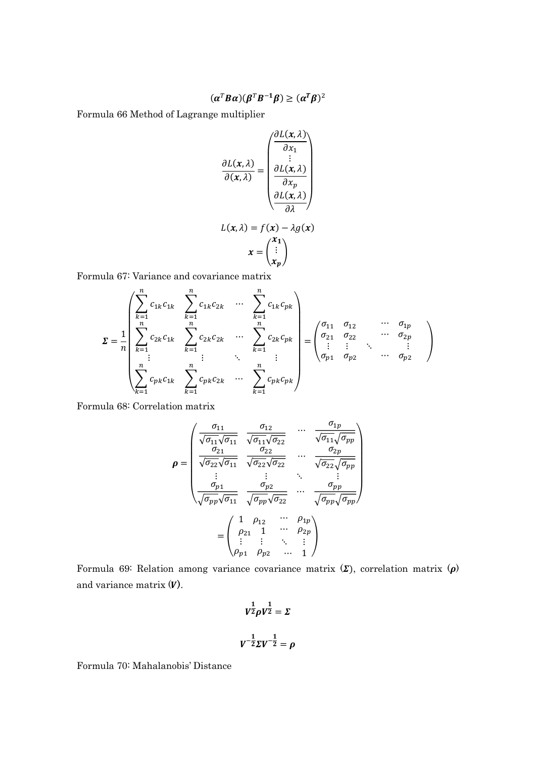$$(\boldsymbol{\alpha}^T \boldsymbol{B} \boldsymbol{\alpha})(\boldsymbol{\beta}^T \boldsymbol{B}^{-1} \boldsymbol{\beta}) \geq (\boldsymbol{\alpha}^T \boldsymbol{\beta})^2$$

Formula 66 Method of Lagrange multiplier

$$\frac{\partial L(\boldsymbol{x}, \lambda)}{\partial (\boldsymbol{x}, \lambda)} = \begin{pmatrix} \dfrac{\partial L(\boldsymbol{x}, \lambda)}{\partial x_1} \\ \vdots \\ \dfrac{\partial L(\boldsymbol{x}, \lambda)}{\partial x_p} \\ \dfrac{\partial L(\boldsymbol{x}, \lambda)}{\partial \lambda} \end{pmatrix}$$

$$L(\boldsymbol{x}, \lambda) = f(\boldsymbol{x}) - \lambda g(\boldsymbol{x})$$

$$\boldsymbol{x} = \begin{pmatrix} \boldsymbol{x_1} \\ \vdots \\ \boldsymbol{x_p} \end{pmatrix}$$

Formula 67: Variance and covariance matrix

$$\boldsymbol{\Sigma} = \frac{1}{n} \begin{pmatrix} \sum_{k=1}^{n} c_{1k} c_{1k} & \sum_{k=1}^{n} c_{1k} c_{2k} & \cdots & \sum_{k=1}^{n} c_{1k} c_{pk} \\ \sum_{k=1}^{n} c_{2k} c_{1k} & \sum_{k=1}^{n} c_{2k} c_{2k} & \cdots & \sum_{k=1}^{n} c_{2k} c_{pk} \\ \vdots & \vdots & \ddots & \vdots \\ \sum_{k=1}^{n} c_{pk} c_{1k} & \sum_{k=1}^{n} c_{pk} c_{2k} & \cdots & \sum_{k=1}^{n} c_{pk} c_{pk} \end{pmatrix} = \begin{pmatrix} \sigma_{11} & \sigma_{12} & & \cdots & \sigma_{1p} \\ \sigma_{21} & \sigma_{22} & & \cdots & \sigma_{2p} \\ \vdots & \vdots & \ddots & & \vdots \\ \sigma_{p1} & \sigma_{p2} & & \cdots & \sigma_{p2} \end{pmatrix}$$

Formula 68: Correlation matrix

$$\boldsymbol{\rho} = \begin{pmatrix} \dfrac{\sigma_{11}}{\sqrt{\sigma_{11}}\sqrt{\sigma_{11}}} & \dfrac{\sigma_{12}}{\sqrt{\sigma_{11}}\sqrt{\sigma_{22}}} & \cdots & \dfrac{\sigma_{1p}}{\sqrt{\sigma_{11}}\sqrt{\sigma_{pp}}} \\ \dfrac{\sigma_{21}}{\sqrt{\sigma_{22}}\sqrt{\sigma_{11}}} & \dfrac{\sigma_{22}}{\sqrt{\sigma_{22}}\sqrt{\sigma_{22}}} & \cdots & \dfrac{\sigma_{2p}}{\sqrt{\sigma_{22}}\sqrt{\sigma_{pp}}} \\ \vdots & \vdots & \ddots & \vdots \\ \dfrac{\sigma_{p1}}{\sqrt{\sigma_{pp}}\sqrt{\sigma_{11}}} & \dfrac{\sigma_{p2}}{\sqrt{\sigma_{pp}}\sqrt{\sigma_{22}}} & \cdots & \dfrac{\sigma_{pp}}{\sqrt{\sigma_{pp}}\sqrt{\sigma_{pp}}} \end{pmatrix}$$

$$= \begin{pmatrix} 1 & \rho_{12} & \cdots & \rho_{1p} \\ \rho_{21} & 1 & \cdots & \rho_{2p} \\ \vdots & \vdots & \ddots & \vdots \\ \rho_{p1} & \rho_{p2} & \cdots & 1 \end{pmatrix}$$

Formula 69: Relation among variance covariance matrix ($\boldsymbol{\Sigma}$), correlation matrix ($\boldsymbol{\rho}$) and variance matrix ($\boldsymbol{V}$).

$$\boldsymbol{V}^{\frac{1}{2}} \boldsymbol{\rho} \boldsymbol{V}^{\frac{1}{2}} = \boldsymbol{\Sigma}$$

$$\boldsymbol{V}^{-\frac{1}{2}} \boldsymbol{\Sigma} \boldsymbol{V}^{-\frac{1}{2}} = \boldsymbol{\rho}$$

Formula 70: Mahalanobis' Distance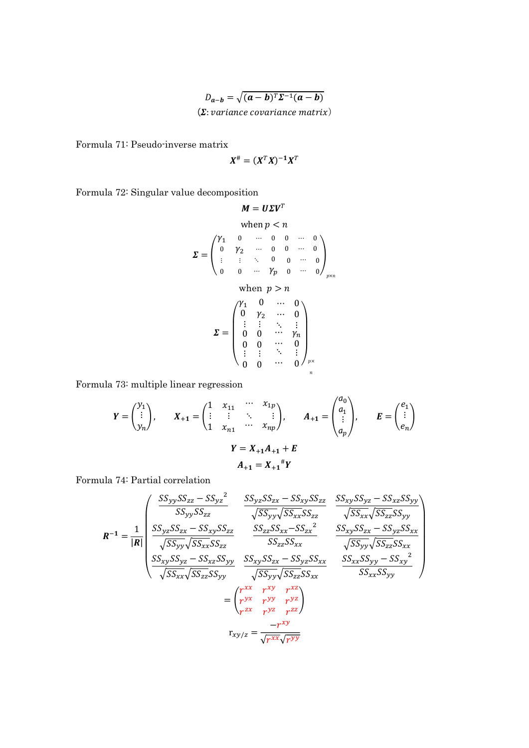$$D_{\boldsymbol{a}-\boldsymbol{b}} = \sqrt{(\boldsymbol{a}-\boldsymbol{b})^T \boldsymbol{\Sigma}^{-1} (\boldsymbol{a}-\boldsymbol{b})}$$
$$(\boldsymbol{\Sigma}: variance\ covariance\ matrix)$$

Formula 71: Pseudo-inverse matrix

$$\boldsymbol{X}^{\#} = (\boldsymbol{X}^T \boldsymbol{X})^{-\boldsymbol{1}} \boldsymbol{X}^T$$

Formula 72: Singular value decomposition

$$\boldsymbol{M} = \boldsymbol{U\Sigma V}^T$$

when $p < n$

$$\boldsymbol{\Sigma} = \begin{pmatrix} \gamma_1 & 0 & \cdots & 0 & 0 & \cdots & 0 \\ 0 & \gamma_2 & \cdots & 0 & 0 & \cdots & 0 \\ \vdots & \vdots & \ddots & 0 & 0 & \cdots & 0 \\ 0 & 0 & \cdots & \gamma_p & 0 & \cdots & 0 \end{pmatrix}_{p \times n}$$

when $p > n$

$$\boldsymbol{\Sigma} = \begin{pmatrix} \gamma_1 & 0 & \cdots & 0 \\ 0 & \gamma_2 & \cdots & 0 \\ \vdots & \vdots & \ddots & \vdots \\ 0 & 0 & \cdots & \gamma_n \\ 0 & 0 & \cdots & 0 \\ \vdots & \vdots & \ddots & \vdots \\ 0 & 0 & \cdots & 0 \end{pmatrix}_{p \times n}$$

Formula 73: multiple linear regression

$$\boldsymbol{Y} = \begin{pmatrix} y_1 \\ \vdots \\ y_n \end{pmatrix}, \qquad \boldsymbol{X}_{+1} = \begin{pmatrix} 1 & x_{11} & \cdots & x_{1p} \\ \vdots & \vdots & \ddots & \vdots \\ 1 & x_{n1} & \cdots & x_{np} \end{pmatrix}, \qquad \boldsymbol{A}_{+1} = \begin{pmatrix} a_0 \\ a_1 \\ \vdots \\ a_p \end{pmatrix}, \qquad \boldsymbol{E} = \begin{pmatrix} e_1 \\ \vdots \\ e_n \end{pmatrix}$$

$$\boldsymbol{Y} = \boldsymbol{X}_{+1} \boldsymbol{A}_{+1} + \boldsymbol{E}$$

$$\boldsymbol{A}_{+1} = \boldsymbol{X}_{+1}{}^{\#} \boldsymbol{Y}$$

Formula 74: Partial correlation

$$\boldsymbol{R}^{-1} = \frac{1}{|\boldsymbol{R}|} \begin{pmatrix} \dfrac{SS_{yy}SS_{zz} - SS_{yz}{}^2}{SS_{yy}SS_{zz}} & \dfrac{SS_{yz}SS_{zx} - SS_{xy}SS_{zz}}{\sqrt{SS_{yy}}\sqrt{SS_{xx}SS_{zz}}} & \dfrac{SS_{xy}SS_{yz} - SS_{xz}SS_{yy}}{\sqrt{SS_{xx}}\sqrt{SS_{zz}SS_{yy}}} \\ \dfrac{SS_{yz}SS_{zx} - SS_{xy}SS_{zz}}{\sqrt{SS_{yy}}\sqrt{SS_{xx}SS_{zz}}} & \dfrac{SS_{zz}SS_{xx} - SS_{zx}{}^2}{SS_{zz}SS_{xx}} & \dfrac{SS_{xy}SS_{zx} - SS_{yz}SS_{xx}}{\sqrt{SS_{yy}}\sqrt{SS_{zz}SS_{xx}}} \\ \dfrac{SS_{xy}SS_{yz} - SS_{xz}SS_{yy}}{\sqrt{SS_{xx}}\sqrt{SS_{zz}SS_{yy}}} & \dfrac{SS_{xy}SS_{zx} - SS_{yz}SS_{xx}}{\sqrt{SS_{yy}}\sqrt{SS_{zz}SS_{xx}}} & \dfrac{SS_{xx}SS_{yy} - SS_{xy}{}^2}{SS_{xx}SS_{yy}} \end{pmatrix}$$

$$= \begin{pmatrix} r^{xx} & r^{xy} & r^{xz} \\ r^{yx} & r^{yy} & r^{yz} \\ r^{zx} & r^{yz} & r^{zz} \end{pmatrix}$$

$$\mathrm{r}_{xy/z} = \frac{-r^{xy}}{\sqrt{r^{xx}}\sqrt{r^{yy}}}$$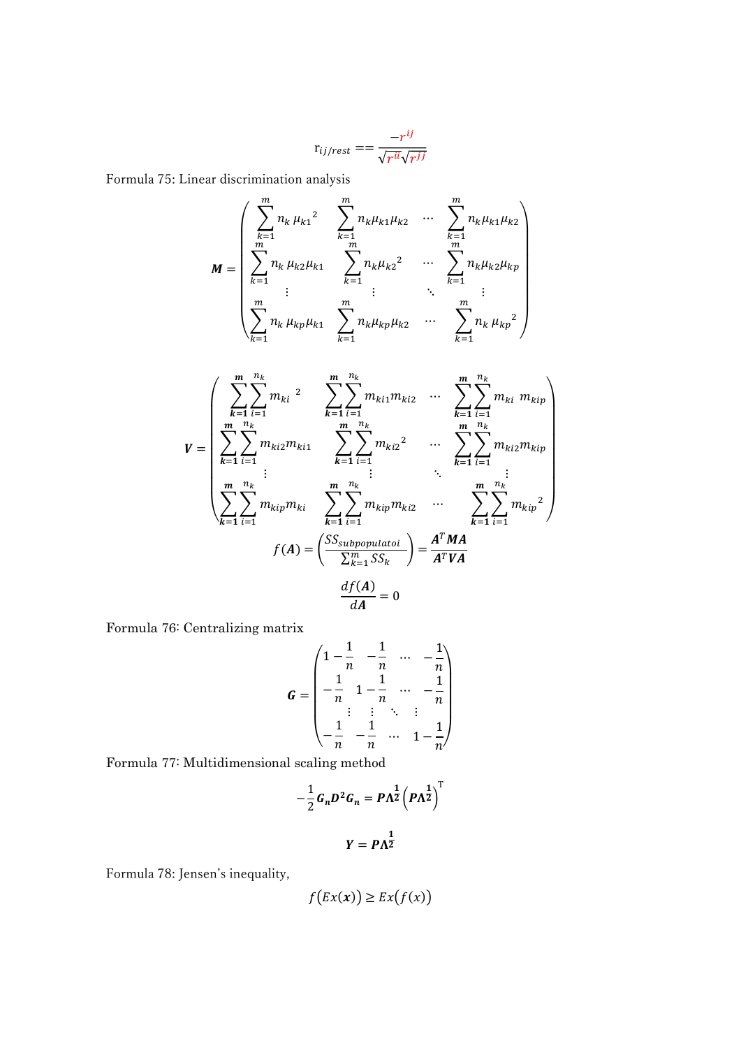$$\mathrm{r}_{ij/rest} == \frac{-r^{ij}}{\sqrt{r^{ii}}\sqrt{r^{jj}}}$$

Formula 75: Linear discrimination analysis

$$\boldsymbol{M} = \begin{pmatrix} \sum_{k=1}^{m} n_k \, {\mu_{k1}}^2 & \sum_{k=1}^{m} n_k \mu_{k1} \mu_{k2} & \cdots & \sum_{k=1}^{m} n_k \mu_{k1} \mu_{k2} \\ \sum_{k=1}^{m} n_k \, \mu_{k2} \mu_{k1} & \sum_{k=1}^{m} n_k {\mu_{k2}}^2 & \cdots & \sum_{k=1}^{m} n_k \mu_{k2} \mu_{kp} \\ \vdots & \vdots & \ddots & \vdots \\ \sum_{k=1}^{m} n_k \, \mu_{kp} \mu_{k1} & \sum_{k=1}^{m} n_k \mu_{kp} \mu_{k2} & \cdots & \sum_{k=1}^{m} n_k \, {\mu_{kp}}^2 \end{pmatrix}$$

$$\boldsymbol{V} = \begin{pmatrix} \sum_{k=1}^{m} \sum_{i=1}^{n_k} {m_{ki}}^2 & \sum_{k=1}^{m} \sum_{i=1}^{n_k} m_{ki1} m_{ki2} & \cdots & \sum_{k=1}^{m} \sum_{i=1}^{n_k} m_{ki} \, m_{kip} \\ \sum_{k=1}^{m} \sum_{i=1}^{n_k} m_{ki2} m_{ki1} & \sum_{k=1}^{m} \sum_{i=1}^{n_k} {m_{ki2}}^2 & \cdots & \sum_{k=1}^{m} \sum_{i=1}^{n_k} m_{ki2} m_{kip} \\ \vdots & \vdots & \ddots & \vdots \\ \sum_{k=1}^{m} \sum_{i=1}^{n_k} m_{kip} m_{ki} & \sum_{k=1}^{m} \sum_{i=1}^{n_k} m_{kip} m_{ki2} & \cdots & \sum_{k=1}^{m} \sum_{i=1}^{n_k} {m_{kip}}^2 \end{pmatrix}$$

$$f(\boldsymbol{A}) = \left( \frac{SS_{subpopulatoi}}{\sum_{k=1}^{m} SS_k} \right) = \frac{\boldsymbol{A}^T \boldsymbol{M} \boldsymbol{A}}{\boldsymbol{A}^T \boldsymbol{V} \boldsymbol{A}}$$

$$\frac{df(\boldsymbol{A})}{d\boldsymbol{A}} = 0$$

Formula 76: Centralizing matrix

$$\boldsymbol{G} = \begin{pmatrix} 1 - \frac{1}{n} & -\frac{1}{n} & \cdots & -\frac{1}{n} \\ -\frac{1}{n} & 1 - \frac{1}{n} & \cdots & -\frac{1}{n} \\ \vdots & \vdots & \ddots & \vdots \\ -\frac{1}{n} & -\frac{1}{n} & \cdots & 1 - \frac{1}{n} \end{pmatrix}$$

Formula 77: Multidimensional scaling method

$$-\frac{1}{2} \boldsymbol{G_n} \boldsymbol{D}^2 \boldsymbol{G_n} = \boldsymbol{P} \boldsymbol{\Lambda}^{\frac{1}{2}} \left( \boldsymbol{P} \boldsymbol{\Lambda}^{\frac{1}{2}} \right)^{\mathrm{T}}$$

$$\boldsymbol{Y} = \boldsymbol{P} \boldsymbol{\Lambda}^{\frac{1}{2}}$$

Formula 78: Jensen's inequality,

$$f\big(Ex(\boldsymbol{x})\big) \geq Ex\big(f(x)\big)$$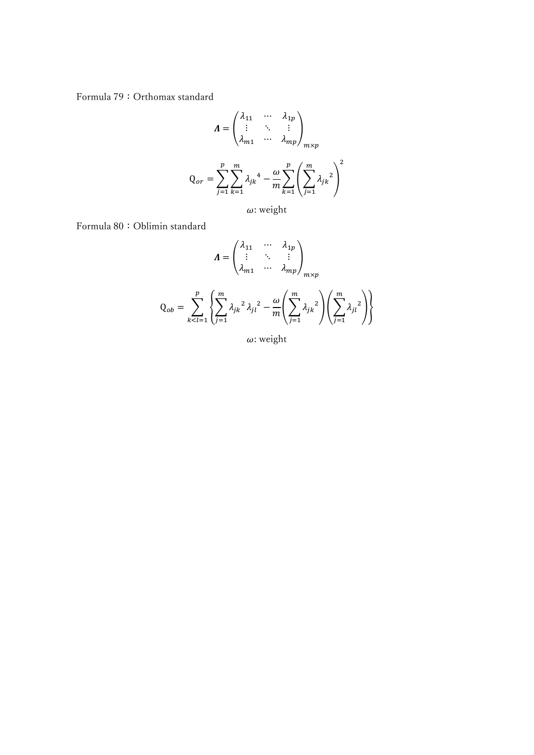Formula 79：Orthomax standard

$$
\boldsymbol{\Lambda} = \begin{pmatrix} \lambda_{11} & \cdots & \lambda_{1p} \\ \vdots & \ddots & \vdots \\ \lambda_{m1} & \cdots & \lambda_{mp} \end{pmatrix}_{m \times p}
$$

$$
\mathrm{Q}_{or} = \sum_{j=1}^{p} \sum_{k=1}^{m} {\lambda_{jk}}^{4} - \frac{\omega}{m} \sum_{k=1}^{p} \left( \sum_{j=1}^{m} {\lambda_{jk}}^{2} \right)^{2}
$$

$\omega$: weight

Formula 80：Oblimin standard

$$
\boldsymbol{\Lambda} = \begin{pmatrix} \lambda_{11} & \cdots & \lambda_{1p} \\ \vdots & \ddots & \vdots \\ \lambda_{m1} & \cdots & \lambda_{mp} \end{pmatrix}_{m \times p}
$$

$$
\mathrm{Q}_{ob} = \sum_{k<l=1}^{p} \left\{ \sum_{j=1}^{m} {\lambda_{jk}}^{2} {\lambda_{jl}}^{2} - \frac{\omega}{m} \left( \sum_{j=1}^{m} {\lambda_{jk}}^{2} \right) \left( \sum_{j=1}^{m} {\lambda_{jl}}^{2} \right) \right\}
$$

$\omega$: weight